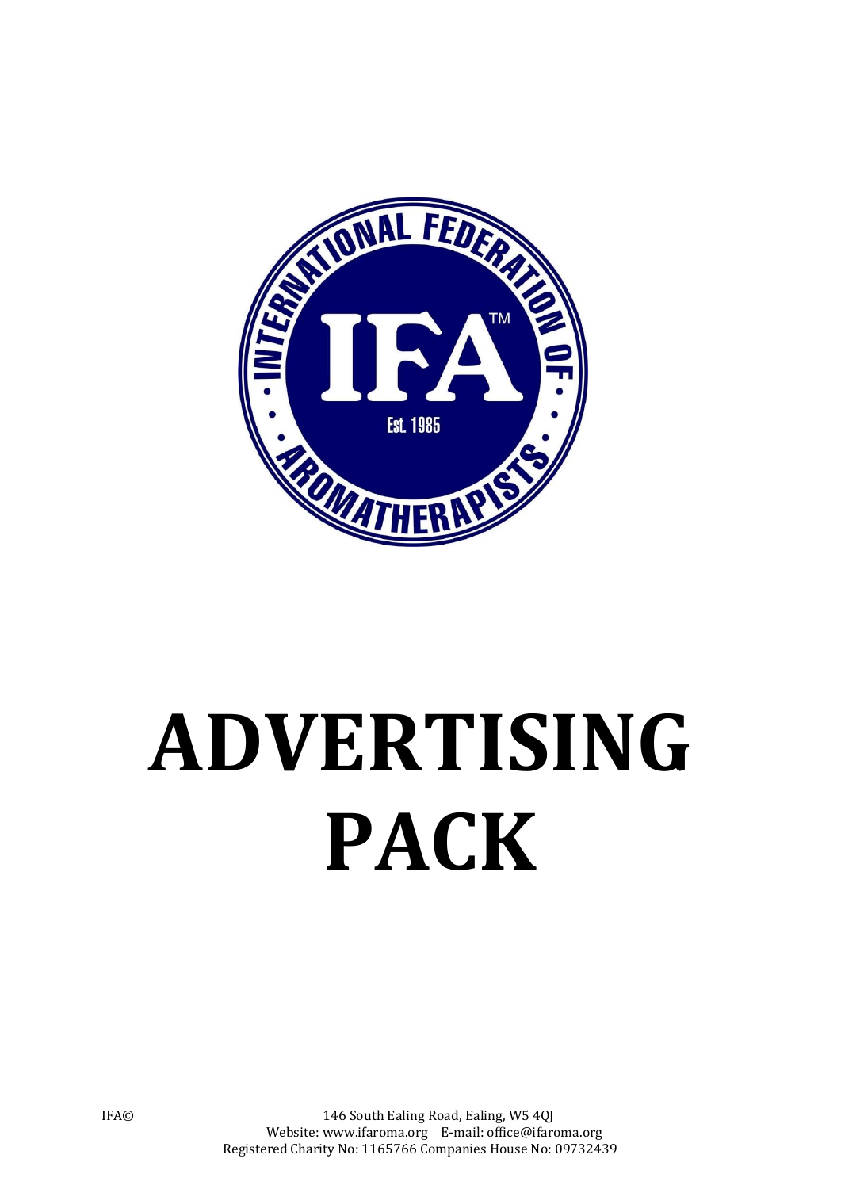# ADVERTISING PACK

IFA© 146 South Ealing Road, Ealing, W5 4QJ
Website: www.ifaroma.org E-mail: office@ifaroma.org
Registered Charity No: 1165766 Companies House No: 09732439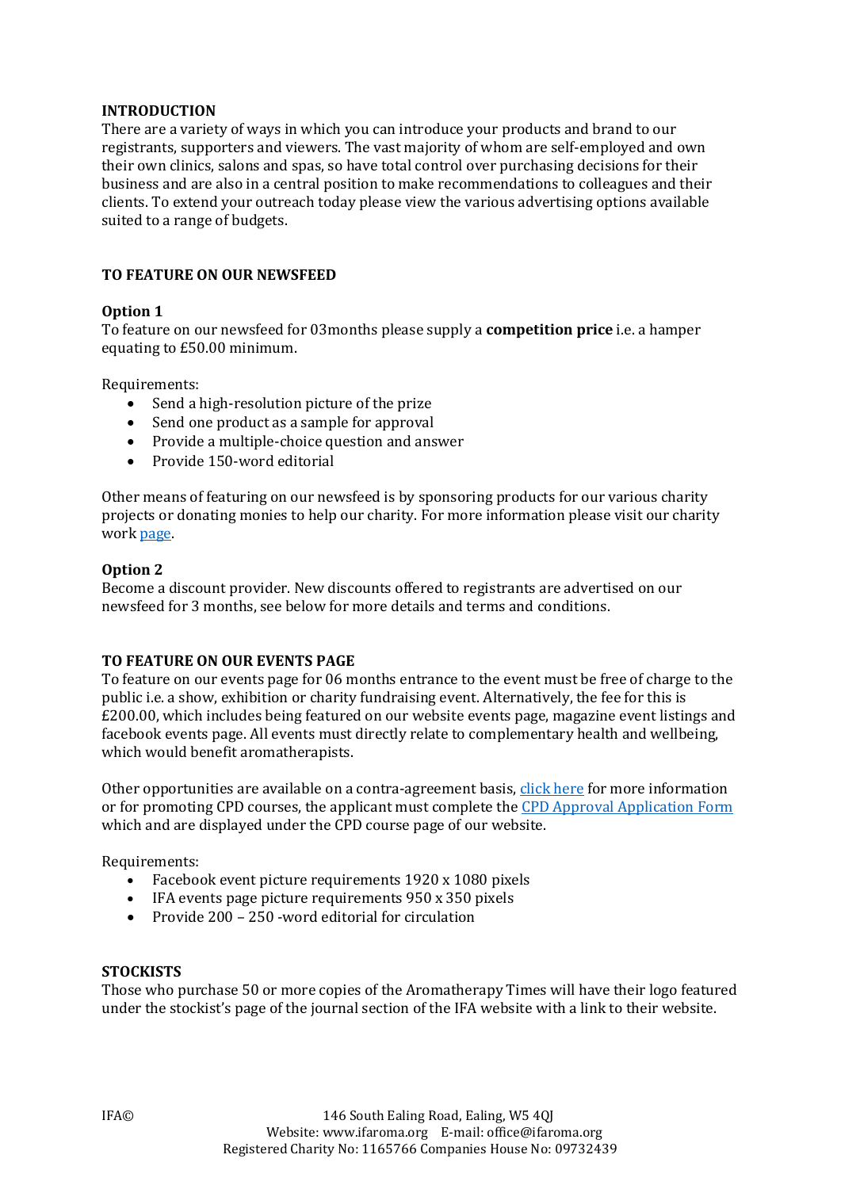## INTRODUCTION

There are a variety of ways in which you can introduce your products and brand to our registrants, supporters and viewers. The vast majority of whom are self-employed and own their own clinics, salons and spas, so have total control over purchasing decisions for their business and are also in a central position to make recommendations to colleagues and their clients. To extend your outreach today please view the various advertising options available suited to a range of budgets.

## TO FEATURE ON OUR NEWSFEED

### Option 1

To feature on our newsfeed for 03months please supply a **competition price** i.e. a hamper equating to £50.00 minimum.

Requirements:

- Send a high-resolution picture of the prize
- Send one product as a sample for approval
- Provide a multiple-choice question and answer
- Provide 150-word editorial

Other means of featuring on our newsfeed is by sponsoring products for our various charity projects or donating monies to help our charity. For more information please visit our charity work page.

### Option 2

Become a discount provider. New discounts offered to registrants are advertised on our newsfeed for 3 months, see below for more details and terms and conditions.

## TO FEATURE ON OUR EVENTS PAGE

To feature on our events page for 06 months entrance to the event must be free of charge to the public i.e. a show, exhibition or charity fundraising event. Alternatively, the fee for this is £200.00, which includes being featured on our website events page, magazine event listings and facebook events page. All events must directly relate to complementary health and wellbeing, which would benefit aromatherapists.

Other opportunities are available on a contra-agreement basis, click here for more information or for promoting CPD courses, the applicant must complete the CPD Approval Application Form which and are displayed under the CPD course page of our website.

Requirements:

- Facebook event picture requirements 1920 x 1080 pixels
- IFA events page picture requirements 950 x 350 pixels
- Provide 200 – 250 -word editorial for circulation

## STOCKISTS

Those who purchase 50 or more copies of the Aromatherapy Times will have their logo featured under the stockist's page of the journal section of the IFA website with a link to their website.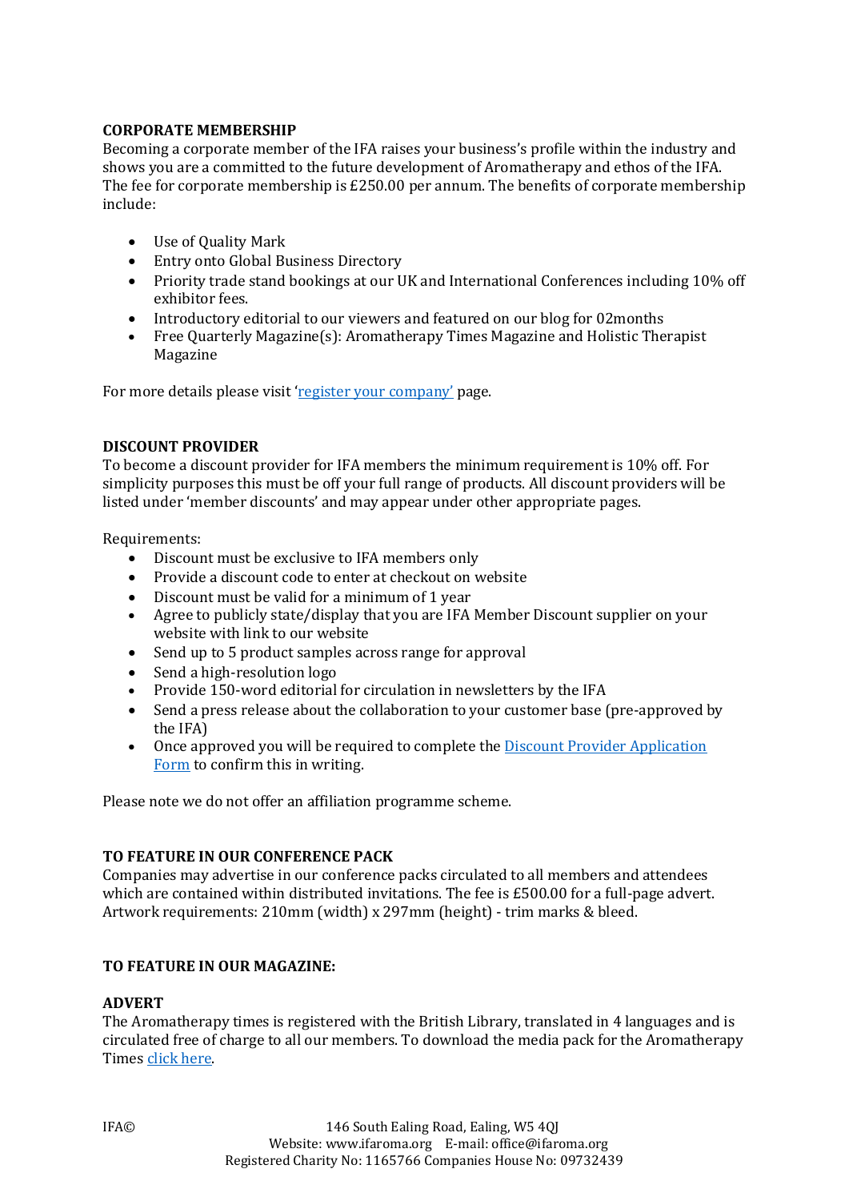**CORPORATE MEMBERSHIP**

Becoming a corporate member of the IFA raises your business's profile within the industry and shows you are a committed to the future development of Aromatherapy and ethos of the IFA. The fee for corporate membership is £250.00 per annum. The benefits of corporate membership include:

- Use of Quality Mark
- Entry onto Global Business Directory
- Priority trade stand bookings at our UK and International Conferences including 10% off exhibitor fees.
- Introductory editorial to our viewers and featured on our blog for 02months
- Free Quarterly Magazine(s): Aromatherapy Times Magazine and Holistic Therapist Magazine

For more details please visit 'register your company' page.

**DISCOUNT PROVIDER**

To become a discount provider for IFA members the minimum requirement is 10% off. For simplicity purposes this must be off your full range of products. All discount providers will be listed under 'member discounts' and may appear under other appropriate pages.

Requirements:

- Discount must be exclusive to IFA members only
- Provide a discount code to enter at checkout on website
- Discount must be valid for a minimum of 1 year
- Agree to publicly state/display that you are IFA Member Discount supplier on your website with link to our website
- Send up to 5 product samples across range for approval
- Send a high-resolution logo
- Provide 150-word editorial for circulation in newsletters by the IFA
- Send a press release about the collaboration to your customer base (pre-approved by the IFA)
- Once approved you will be required to complete the Discount Provider Application Form to confirm this in writing.

Please note we do not offer an affiliation programme scheme.

**TO FEATURE IN OUR CONFERENCE PACK**

Companies may advertise in our conference packs circulated to all members and attendees which are contained within distributed invitations. The fee is £500.00 for a full-page advert. Artwork requirements: 210mm (width) x 297mm (height) - trim marks & bleed.

**TO FEATURE IN OUR MAGAZINE:**

**ADVERT**

The Aromatherapy times is registered with the British Library, translated in 4 languages and is circulated free of charge to all our members. To download the media pack for the Aromatherapy Times click here.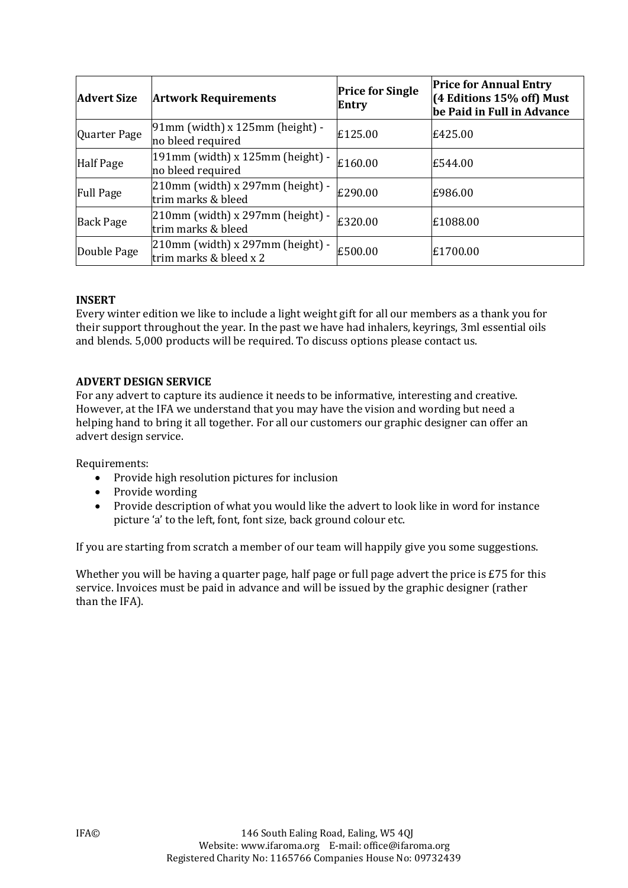| Advert Size | Artwork Requirements | Price for Single Entry | Price for Annual Entry (4 Editions 15% off) Must be Paid in Full in Advance |
|---|---|---|---|
| Quarter Page | 91mm (width) x 125mm (height) - no bleed required | £125.00 | £425.00 |
| Half Page | 191mm (width) x 125mm (height) - no bleed required | £160.00 | £544.00 |
| Full Page | 210mm (width) x 297mm (height) - trim marks & bleed | £290.00 | £986.00 |
| Back Page | 210mm (width) x 297mm (height) - trim marks & bleed | £320.00 | £1088.00 |
| Double Page | 210mm (width) x 297mm (height) - trim marks & bleed x 2 | £500.00 | £1700.00 |

**INSERT**

Every winter edition we like to include a light weight gift for all our members as a thank you for their support throughout the year. In the past we have had inhalers, keyrings, 3ml essential oils and blends. 5,000 products will be required. To discuss options please contact us.

**ADVERT DESIGN SERVICE**

For any advert to capture its audience it needs to be informative, interesting and creative. However, at the IFA we understand that you may have the vision and wording but need a helping hand to bring it all together. For all our customers our graphic designer can offer an advert design service.

Requirements:

- Provide high resolution pictures for inclusion
- Provide wording
- Provide description of what you would like the advert to look like in word for instance picture 'a' to the left, font, font size, back ground colour etc.

If you are starting from scratch a member of our team will happily give you some suggestions.

Whether you will be having a quarter page, half page or full page advert the price is £75 for this service. Invoices must be paid in advance and will be issued by the graphic designer (rather than the IFA).